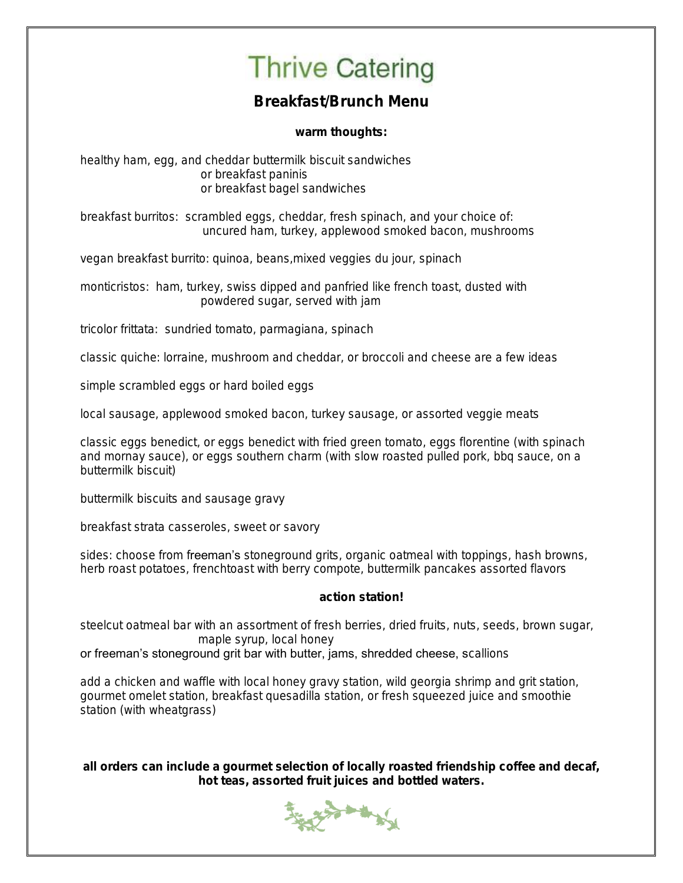# Thrive Catering

## Breakfast/Brunch Menu

### warm thoughts:

healthy ham, egg, and cheddar buttermilk biscuit sandwiches
or breakfast paninis
or breakfast bagel sandwiches

breakfast burritos: scrambled eggs, cheddar, fresh spinach, and your choice of:
uncured ham, turkey, applewood smoked bacon, mushrooms

vegan breakfast burrito: quinoa, beans,mixed veggies du jour, spinach

monticristos: ham, turkey, swiss dipped and panfried like french toast, dusted with
powdered sugar, served with jam

tricolor frittata: sundried tomato, parmagiana, spinach

classic quiche: lorraine, mushroom and cheddar, or broccoli and cheese are a few ideas

simple scrambled eggs or hard boiled eggs

local sausage, applewood smoked bacon, turkey sausage, or assorted veggie meats

classic eggs benedict, or eggs benedict with fried green tomato, eggs florentine (with spinach and mornay sauce), or eggs southern charm (with slow roasted pulled pork, bbq sauce, on a buttermilk biscuit)

buttermilk biscuits and sausage gravy

breakfast strata casseroles, sweet or savory

sides: choose from freeman's stoneground grits, organic oatmeal with toppings, hash browns, herb roast potatoes, frenchtoast with berry compote, buttermilk pancakes assorted flavors

### action station!

steelcut oatmeal bar with an assortment of fresh berries, dried fruits, nuts, seeds, brown sugar,
maple syrup, local honey
or freeman's stoneground grit bar with butter, jams, shredded cheese, scallions

add a chicken and waffle with local honey gravy station, wild georgia shrimp and grit station, gourmet omelet station, breakfast quesadilla station, or fresh squeezed juice and smoothie station (with wheatgrass)

**all orders can include a gourmet selection of locally roasted friendship coffee and decaf, hot teas, assorted fruit juices and bottled waters.**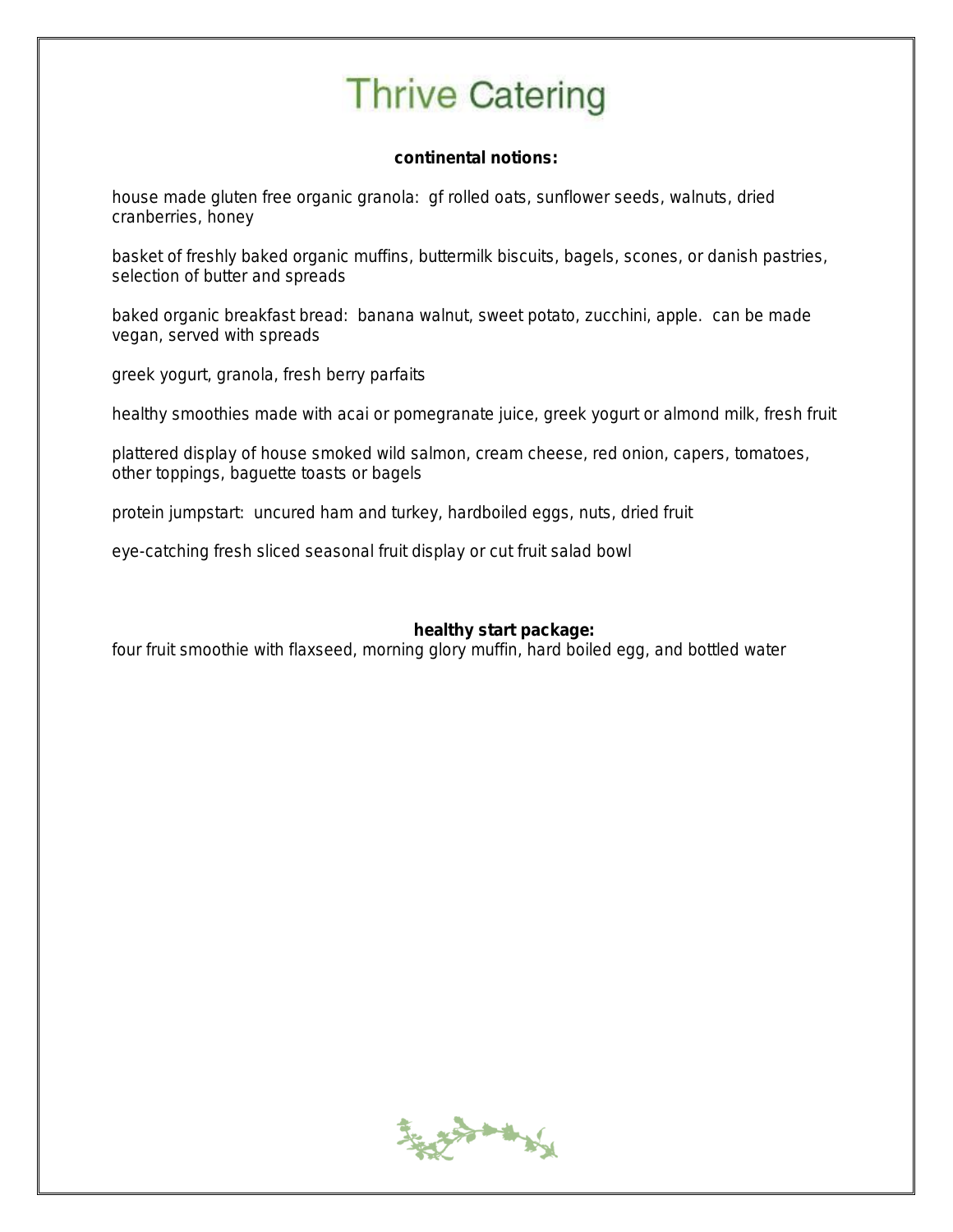# Thrive Catering

**continental notions:**

house made gluten free organic granola: gf rolled oats, sunflower seeds, walnuts, dried cranberries, honey

basket of freshly baked organic muffins, buttermilk biscuits, bagels, scones, or danish pastries, selection of butter and spreads

baked organic breakfast bread: banana walnut, sweet potato, zucchini, apple. can be made vegan, served with spreads

greek yogurt, granola, fresh berry parfaits

healthy smoothies made with acai or pomegranate juice, greek yogurt or almond milk, fresh fruit

plattered display of house smoked wild salmon, cream cheese, red onion, capers, tomatoes, other toppings, baguette toasts or bagels

protein jumpstart: uncured ham and turkey, hardboiled eggs, nuts, dried fruit

eye-catching fresh sliced seasonal fruit display or cut fruit salad bowl

**healthy start package:**

four fruit smoothie with flaxseed, morning glory muffin, hard boiled egg, and bottled water